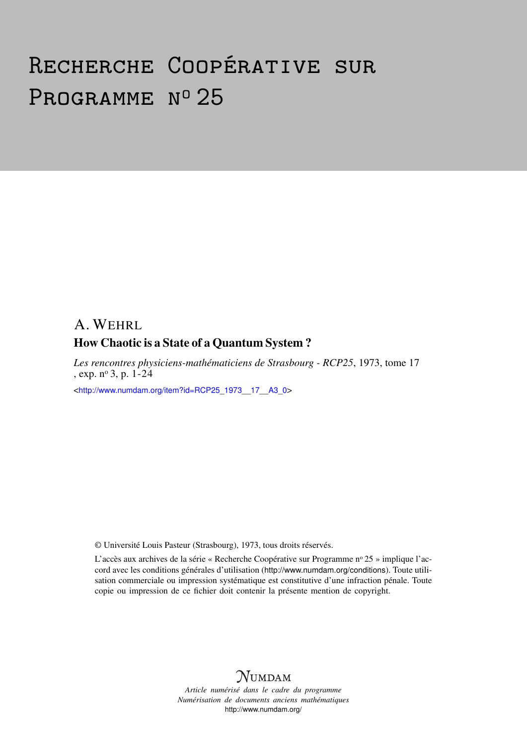# Recherche Coopérative sur Programme n° 25

A. WEHRL

## How Chaotic is a State of a Quantum System ?

*Les rencontres physiciens-mathématiciens de Strasbourg - RCP25*, 1973, tome 17 , exp. n° 3, p. 1-24

<http://www.numdam.org/item?id=RCP25_1973__17__A3_0>

© Université Louis Pasteur (Strasbourg), 1973, tous droits réservés.

L'accès aux archives de la série « Recherche Coopérative sur Programme n° 25 » implique l'accord avec les conditions générales d'utilisation (http://www.numdam.org/conditions). Toute utilisation commerciale ou impression systématique est constitutive d'une infraction pénale. Toute copie ou impression de ce fichier doit contenir la présente mention de copyright.

NUMDAM

*Article numérisé dans le cadre du programme*
*Numérisation de documents anciens mathématiques*
http://www.numdam.org/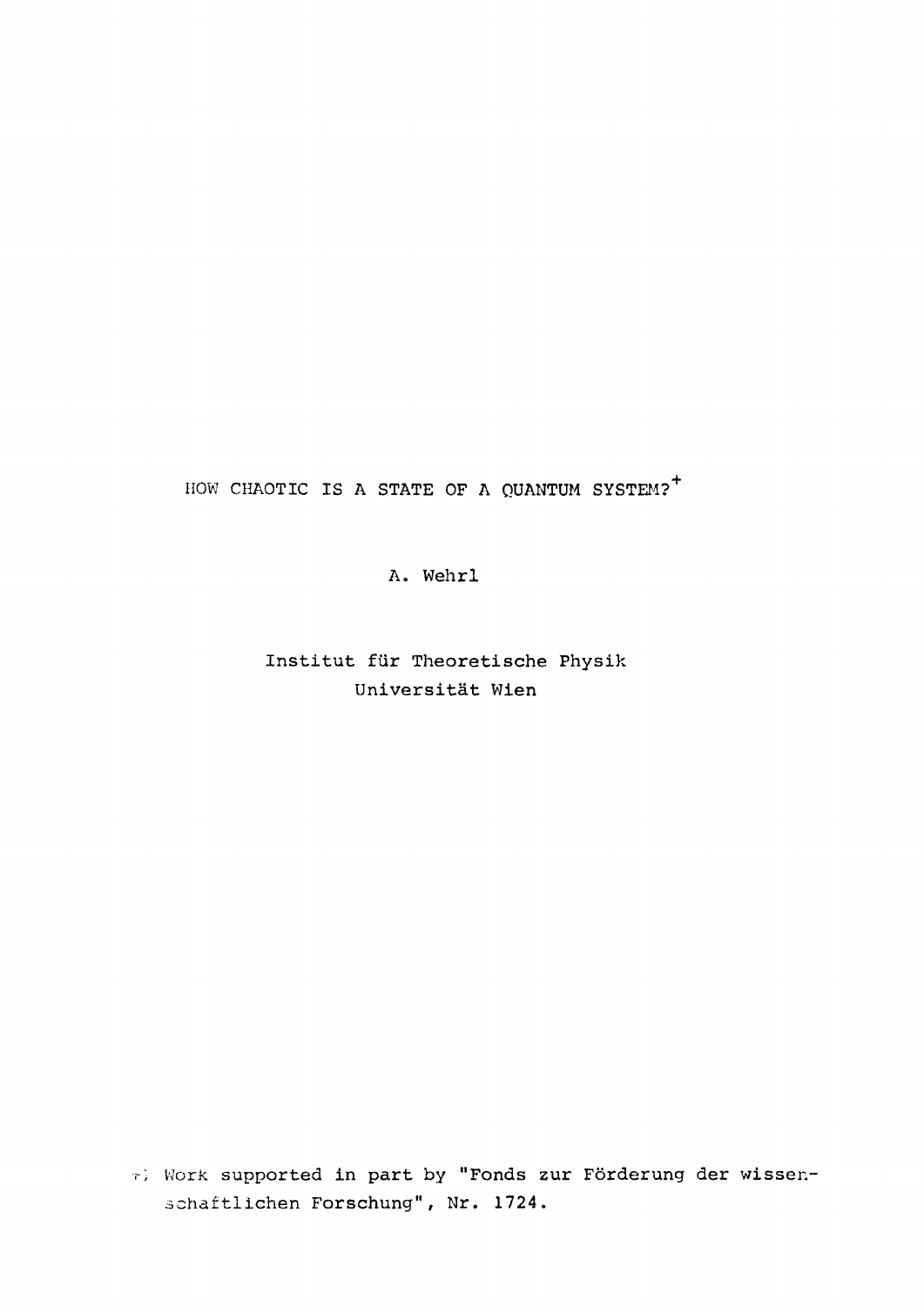# HOW CHAOTIC IS A STATE OF A QUANTUM SYSTEM?+

A. Wehrl

Institut für Theoretische Physik
Universität Wien

+) Work supported in part by "Fonds zur Förderung der wissenschaftlichen Forschung", Nr. 1724.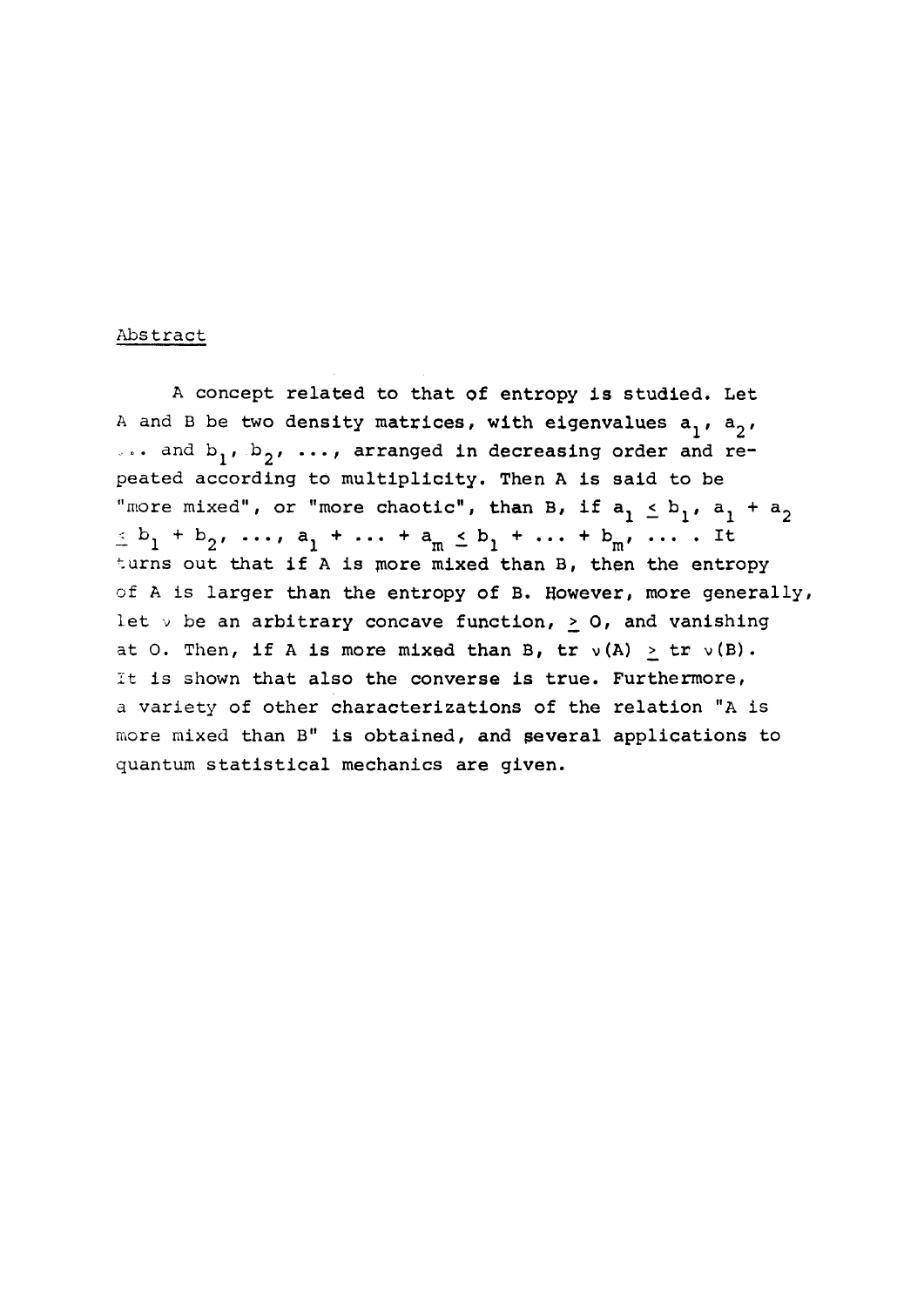## Abstract

A concept related to that of entropy is studied. Let A and B be two density matrices, with eigenvalues $a_1$, $a_2$, ... and $b_1$, $b_2$, ..., arranged in decreasing order and repeated according to multiplicity. Then A is said to be "more mixed", or "more chaotic", than B, if $a_1 \leq b_1$, $a_1 + a_2 \leq b_1 + b_2$, ..., $a_1 + \ldots + a_m \leq b_1 + \ldots + b_m$, ... . It turns out that if A is more mixed than B, then the entropy of A is larger than the entropy of B. However, more generally, let $\nu$ be an arbitrary concave function, $\geq 0$, and vanishing at 0. Then, if A is more mixed than B, $\operatorname{tr} \nu(A) \geq \operatorname{tr} \nu(B)$. It is shown that also the converse is true. Furthermore, a variety of other characterizations of the relation "A is more mixed than B" is obtained, and several applications to quantum statistical mechanics are given.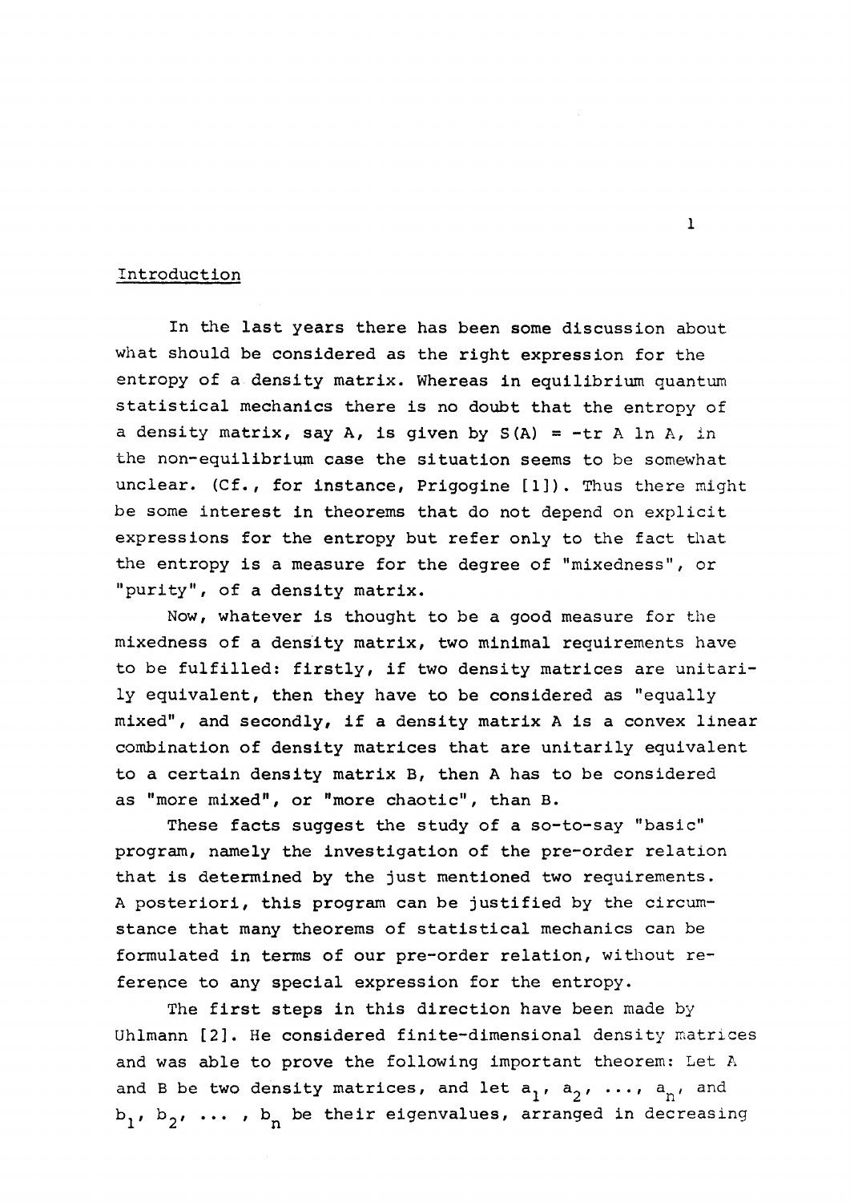## Introduction

In the last years there has been some discussion about what should be considered as the right expression for the entropy of a density matrix. Whereas in equilibrium quantum statistical mechanics there is no doubt that the entropy of a density matrix, say A, is given by $S(A) = -\text{tr}\, A \ln A$, in the non-equilibrium case the situation seems to be somewhat unclear. (Cf., for instance, Prigogine [1]). Thus there might be some interest in theorems that do not depend on explicit expressions for the entropy but refer only to the fact that the entropy is a measure for the degree of "mixedness", or "purity", of a density matrix.

Now, whatever is thought to be a good measure for the mixedness of a density matrix, two minimal requirements have to be fulfilled: firstly, if two density matrices are unitarily equivalent, then they have to be considered as "equally mixed", and secondly, if a density matrix A is a convex linear combination of density matrices that are unitarily equivalent to a certain density matrix B, then A has to be considered as "more mixed", or "more chaotic", than B.

These facts suggest the study of a so-to-say "basic" program, namely the investigation of the pre-order relation that is determined by the just mentioned two requirements. A posteriori, this program can be justified by the circumstance that many theorems of statistical mechanics can be formulated in terms of our pre-order relation, without reference to any special expression for the entropy.

The first steps in this direction have been made by Uhlmann [2]. He considered finite-dimensional density matrices and was able to prove the following important theorem: Let A and B be two density matrices, and let $a_1, a_2, \ldots, a_n$, and $b_1, b_2, \ldots, b_n$ be their eigenvalues, arranged in decreasing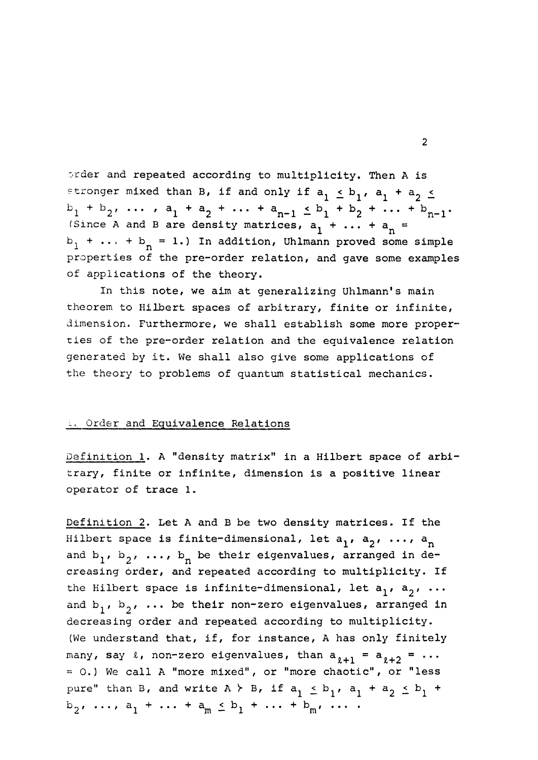order and repeated according to multiplicity. Then A is stronger mixed than B, if and only if $a_1 \leq b_1$, $a_1 + a_2 \leq b_1 + b_2$, ... , $a_1 + a_2 + \ldots + a_{n-1} \leq b_1 + b_2 + \ldots + b_{n-1}$. (Since A and B are density matrices, $a_1 + \ldots + a_n = b_1 + \ldots + b_n = 1$.) In addition, Uhlmann proved some simple properties of the pre-order relation, and gave some examples of applications of the theory.

In this note, we aim at generalizing Uhlmann's main theorem to Hilbert spaces of arbitrary, finite or infinite, dimension. Furthermore, we shall establish some more properties of the pre-order relation and the equivalence relation generated by it. We shall also give some applications of the theory to problems of quantum statistical mechanics.

## 1. Order and Equivalence Relations

Definition 1. A "density matrix" in a Hilbert space of arbitrary, finite or infinite, dimension is a positive linear operator of trace 1.

Definition 2. Let A and B be two density matrices. If the Hilbert space is finite-dimensional, let $a_1, a_2, \ldots, a_n$ and $b_1, b_2, \ldots, b_n$ be their eigenvalues, arranged in decreasing order, and repeated according to multiplicity. If the Hilbert space is infinite-dimensional, let $a_1, a_2, \ldots$ and $b_1, b_2, \ldots$ be their non-zero eigenvalues, arranged in decreasing order and repeated according to multiplicity. (We understand that, if, for instance, A has only finitely many, say $\ell$, non-zero eigenvalues, than $a_{\ell+1} = a_{\ell+2} = \ldots = 0$.) We call A "more mixed", or "more chaotic", or "less pure" than B, and write $A \succ B$, if $a_1 \leq b_1$, $a_1 + a_2 \leq b_1 + b_2$, ..., $a_1 + \ldots + a_m \leq b_1 + \ldots + b_m$, ... .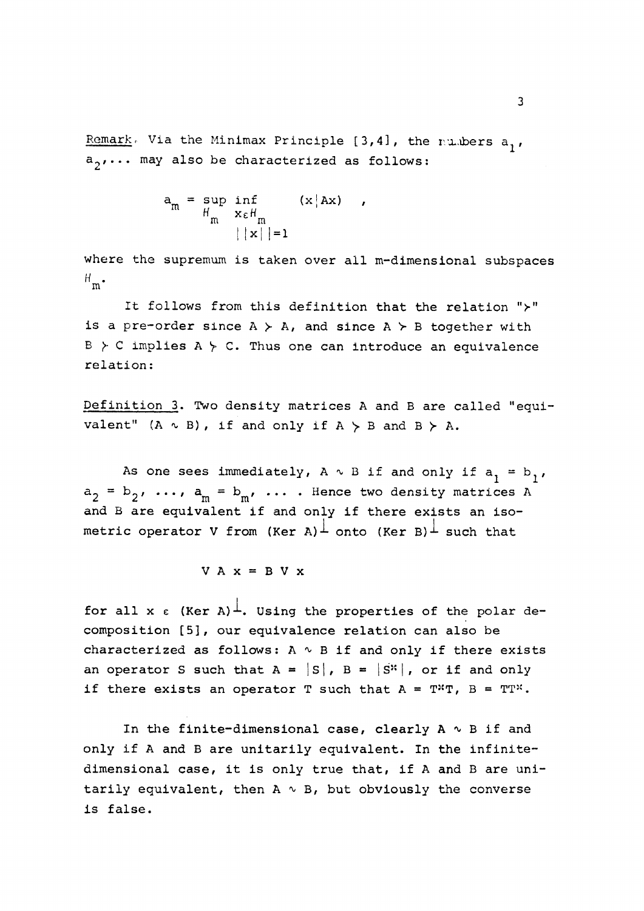Remark. Via the Minimax Principle [3,4], the numbers $a_1$, $a_2, \ldots$ may also be characterized as follows:

$$a_m = \sup_{H_m} \inf_{\substack{x \in H_m \\ ||x||=1}} (x|Ax) \quad ,$$

where the supremum is taken over all m-dimensional subspaces $H_m$.

It follows from this definition that the relation "$\succ$" is a pre-order since $A \succ A$, and since $A \succ B$ together with $B \succ C$ implies $A \succ C$. Thus one can introduce an equivalence relation:

Definition 3. Two density matrices A and B are called "equivalent" ($A \sim B$), if and only if $A \succ B$ and $B \succ A$.

As one sees immediately, $A \sim B$ if and only if $a_1 = b_1$, $a_2 = b_2$, ..., $a_m = b_m$, ... . Hence two density matrices A and B are equivalent if and only if there exists an isometric operator V from $(\mathrm{Ker}\ A)^{\perp}$ onto $(\mathrm{Ker}\ B)^{\perp}$ such that

$$V\,A\,x = B\,V\,x$$

for all $x \in (\mathrm{Ker}\ A)^{\perp}$. Using the properties of the polar decomposition [5], our equivalence relation can also be characterized as follows: $A \sim B$ if and only if there exists an operator S such that $A = |S|$, $B = |S^*|$, or if and only if there exists an operator T such that $A = T^*T$, $B = TT^*$.

In the finite-dimensional case, clearly $A \sim B$ if and only if A and B are unitarily equivalent. In the infinite-dimensional case, it is only true that, if A and B are unitarily equivalent, then $A \sim B$, but obviously the converse is false.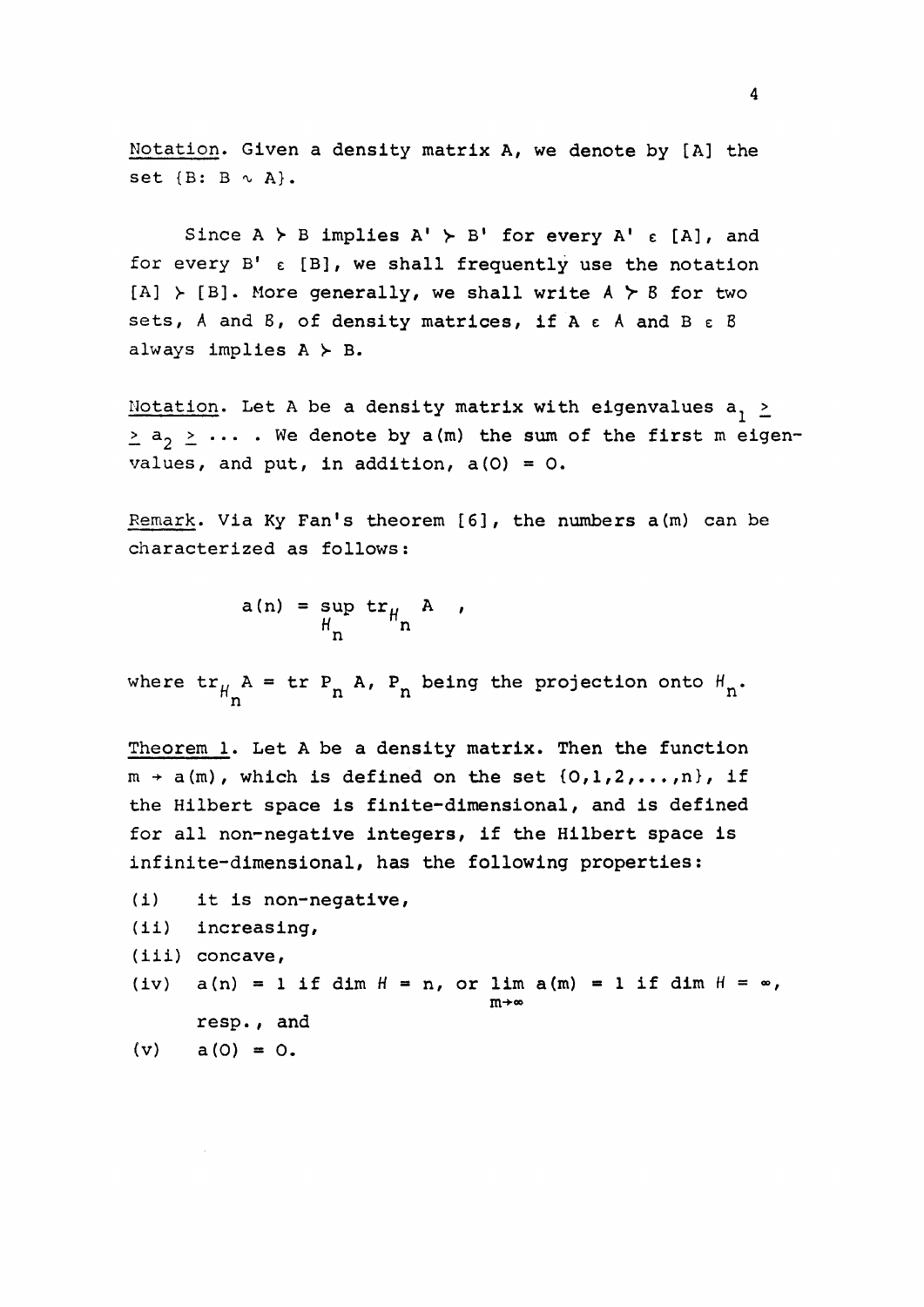Notation. Given a density matrix A, we denote by [A] the set $\{B: B \sim A\}$.

Since $A \succ B$ implies $A' \succ B'$ for every $A' \in [A]$, and for every $B' \in [B]$, we shall frequently use the notation $[A] \succ [B]$. More generally, we shall write $\mathcal{A} \succ \mathcal{B}$ for two sets, $\mathcal{A}$ and $\mathcal{B}$, of density matrices, if $A \in \mathcal{A}$ and $B \in \mathcal{B}$ always implies $A \succ B$.

Notation. Let A be a density matrix with eigenvalues $a_1 \geq \geq a_2 \geq \ldots$. We denote by $a(m)$ the sum of the first m eigenvalues, and put, in addition, $a(0) = 0$.

Remark. Via Ky Fan's theorem [6], the numbers $a(m)$ can be characterized as follows:

$$a(n) = \sup_{\mathcal{H}_n} \operatorname{tr}_{\mathcal{H}_n} A \quad ,$$

where $\operatorname{tr}_{\mathcal{H}_n} A = \operatorname{tr} P_n A$, $P_n$ being the projection onto $\mathcal{H}_n$.

Theorem 1. Let A be a density matrix. Then the function $m \to a(m)$, which is defined on the set $\{0,1,2,\ldots,n\}$, if the Hilbert space is finite-dimensional, and is defined for all non-negative integers, if the Hilbert space is infinite-dimensional, has the following properties:

(i) it is non-negative,

(ii) increasing,

(iii) concave,

(iv) $a(n) = 1$ if $\dim \mathcal{H} = n$, or $\lim_{m\to\infty} a(m) = 1$ if $\dim \mathcal{H} = \infty$, resp., and

(v) $a(0) = 0$.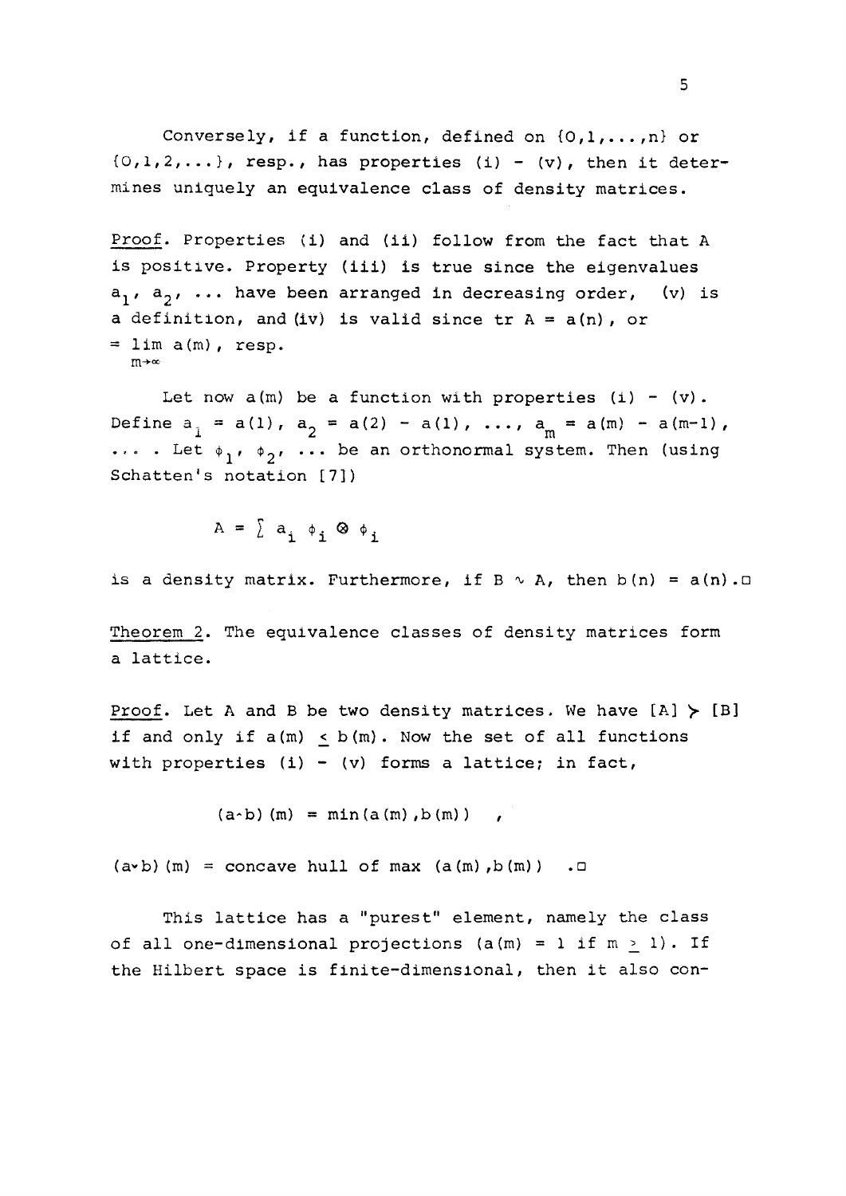Conversely, if a function, defined on $\{0,1,\ldots,n\}$ or $\{0,1,2,\ldots\}$, resp., has properties (i) - (v), then it determines uniquely an equivalence class of density matrices.

_Proof_. Properties (i) and (ii) follow from the fact that A is positive. Property (iii) is true since the eigenvalues $a_1, a_2, \ldots$ have been arranged in decreasing order, (v) is a definition, and (iv) is valid since $\operatorname{tr} A = a(n)$, or $= \lim\limits_{m\to\infty} a(m)$, resp.

Let now $a(m)$ be a function with properties (i) - (v). Define $a_1 = a(1)$, $a_2 = a(2) - a(1)$, $\ldots$, $a_m = a(m) - a(m-1)$, $\ldots$ . Let $\phi_1, \phi_2, \ldots$ be an orthonormal system. Then (using Schatten's notation [7])

$$A = \sum a_i \, \phi_i \otimes \phi_i$$

is a density matrix. Furthermore, if $B \sim A$, then $b(n) = a(n)$.□

_Theorem 2_. The equivalence classes of density matrices form a lattice.

_Proof_. Let A and B be two density matrices. We have $[A] \succ [B]$ if and only if $a(m) \leq b(m)$. Now the set of all functions with properties (i) - (v) forms a lattice; in fact,

$$(a \wedge b)(m) = \min(a(m), b(m)) \quad ,$$

$$(a \vee b)(m) = \text{concave hull of } \max(a(m), b(m)) \quad .□$$

This lattice has a "purest" element, namely the class of all one-dimensional projections ($a(m) = 1$ if $m \geq 1$). If the Hilbert space is finite-dimensional, then it also con-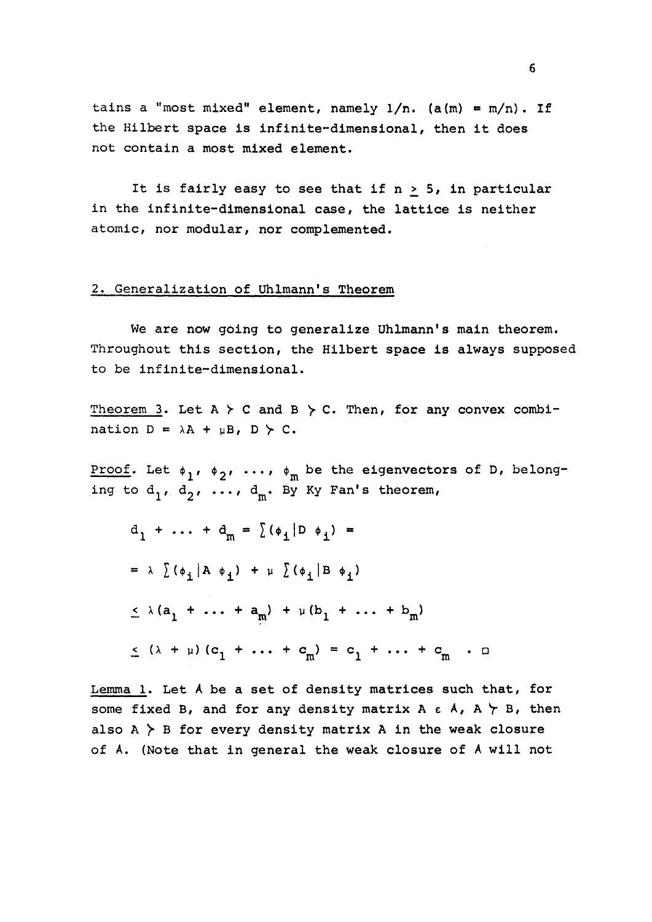tains a "most mixed" element, namely $1/n$. ($a(m) = m/n$). If the Hilbert space is infinite-dimensional, then it does not contain a most mixed element.

It is fairly easy to see that if $n \geq 5$, in particular in the infinite-dimensional case, the lattice is neither atomic, nor modular, nor complemented.

## 2. Generalization of Uhlmann's Theorem

We are now going to generalize Uhlmann's main theorem. Throughout this section, the Hilbert space is always supposed to be infinite-dimensional.

Theorem 3. Let $A \succ C$ and $B \succ C$. Then, for any convex combination $D = \lambda A + \mu B$, $D \succ C$.

Proof. Let $\phi_1, \phi_2, \ldots, \phi_m$ be the eigenvectors of D, belonging to $d_1, d_2, \ldots, d_m$. By Ky Fan's theorem,

$$
\begin{aligned}
& d_1 + \ldots + d_m = \sum (\phi_i | D\, \phi_i) = \\
& = \lambda \sum (\phi_i | A\, \phi_i) + \mu \sum (\phi_i | B\, \phi_i) \\
& \leq \lambda (a_1 + \ldots + a_m) + \mu (b_1 + \ldots + b_m) \\
& \leq (\lambda + \mu)(c_1 + \ldots + c_m) = c_1 + \ldots + c_m \quad . \ \square
\end{aligned}
$$

Lemma 1. Let $\mathcal{A}$ be a set of density matrices such that, for some fixed B, and for any density matrix $A \in \mathcal{A}$, $A \succ B$, then also $A \succ B$ for every density matrix A in the weak closure of $\mathcal{A}$. (Note that in general the weak closure of $\mathcal{A}$ will not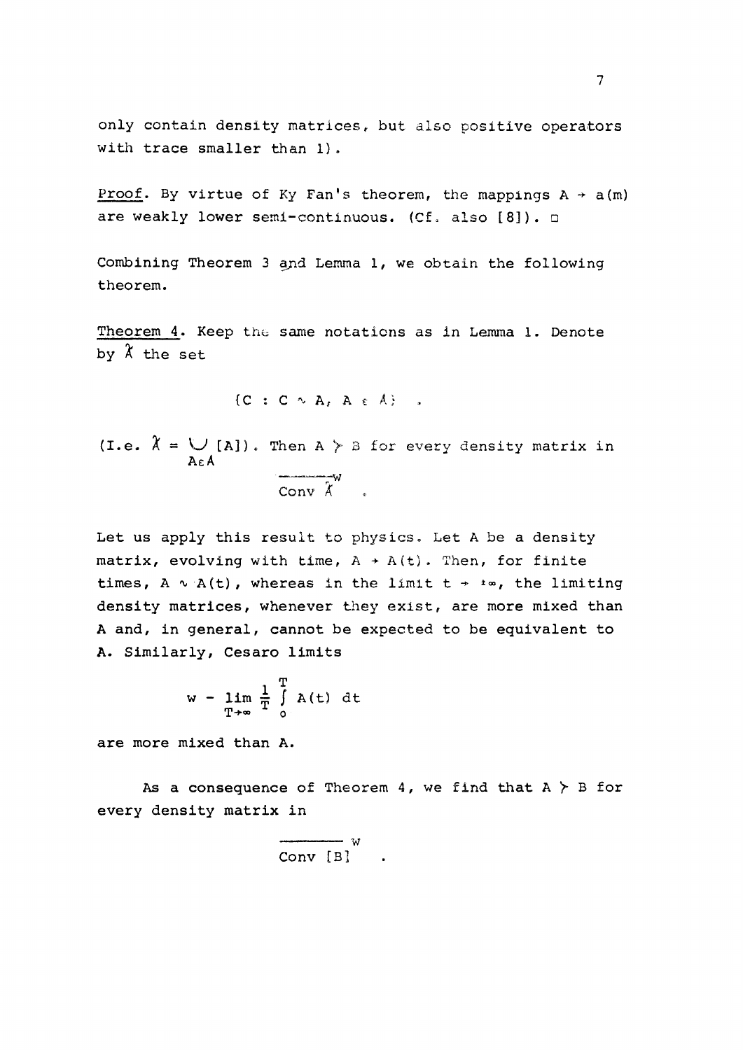only contain density matrices, but also positive operators with trace smaller than 1).

_Proof_. By virtue of Ky Fan's theorem, the mappings $A \to a(m)$ are weakly lower semi-continuous. (Cf. also [8]). □

Combining Theorem 3 and Lemma 1, we obtain the following theorem.

_Theorem 4_. Keep the same notations as in Lemma 1. Denote by $\tilde{\mathcal{A}}$ the set

$$\{C : C \sim A,\ A \in \mathcal{A}\} \quad .$$

(I.e. $\tilde{\mathcal{A}} = \bigcup_{A \in \mathcal{A}} [A]$). Then $A \succ B$ for every density matrix in

$$\overline{\mathrm{Conv}\ \tilde{\mathcal{A}}}^{w} \quad .$$

Let us apply this result to physics. Let $A$ be a density matrix, evolving with time, $A \to A(t)$. Then, for finite times, $A \sim A(t)$, whereas in the limit $t \to \pm\infty$, the limiting density matrices, whenever they exist, are more mixed than $A$ and, in general, cannot be expected to be equivalent to $A$. Similarly, Cesaro limits

$$w - \lim_{T \to \infty} \frac{1}{T} \int_0^T A(t)\, dt$$

are more mixed than $A$.

As a consequence of Theorem 4, we find that $A \succ B$ for every density matrix in

$$\overline{\mathrm{Conv}\ [B]}^{w} \quad .$$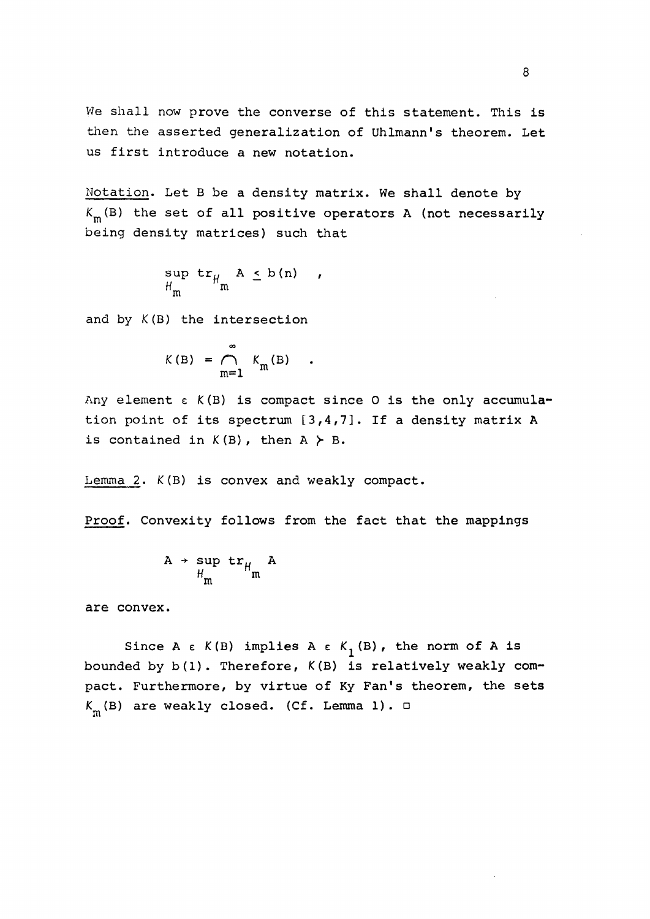We shall now prove the converse of this statement. This is then the asserted generalization of Uhlmann's theorem. Let us first introduce a new notation.

Notation. Let B be a density matrix. We shall denote by $K_m(B)$ the set of all positive operators A (not necessarily being density matrices) such that

$$\sup_{H_m} \operatorname{tr}_{H_m} A \leq b(n) \quad ,$$

and by $K(B)$ the intersection

$$K(B) = \bigcap_{m=1}^{\infty} K_m(B) \quad .$$

Any element $\in K(B)$ is compact since 0 is the only accumulation point of its spectrum [3,4,7]. If a density matrix A is contained in $K(B)$, then $A \succ B$.

Lemma 2. $K(B)$ is convex and weakly compact.

Proof. Convexity follows from the fact that the mappings

$$A \to \sup_{H_m} \operatorname{tr}_{H_m} A$$

are convex.

Since $A \in K(B)$ implies $A \in K_1(B)$, the norm of A is bounded by $b(1)$. Therefore, $K(B)$ is relatively weakly compact. Furthermore, by virtue of Ky Fan's theorem, the sets $K_m(B)$ are weakly closed. (Cf. Lemma 1). □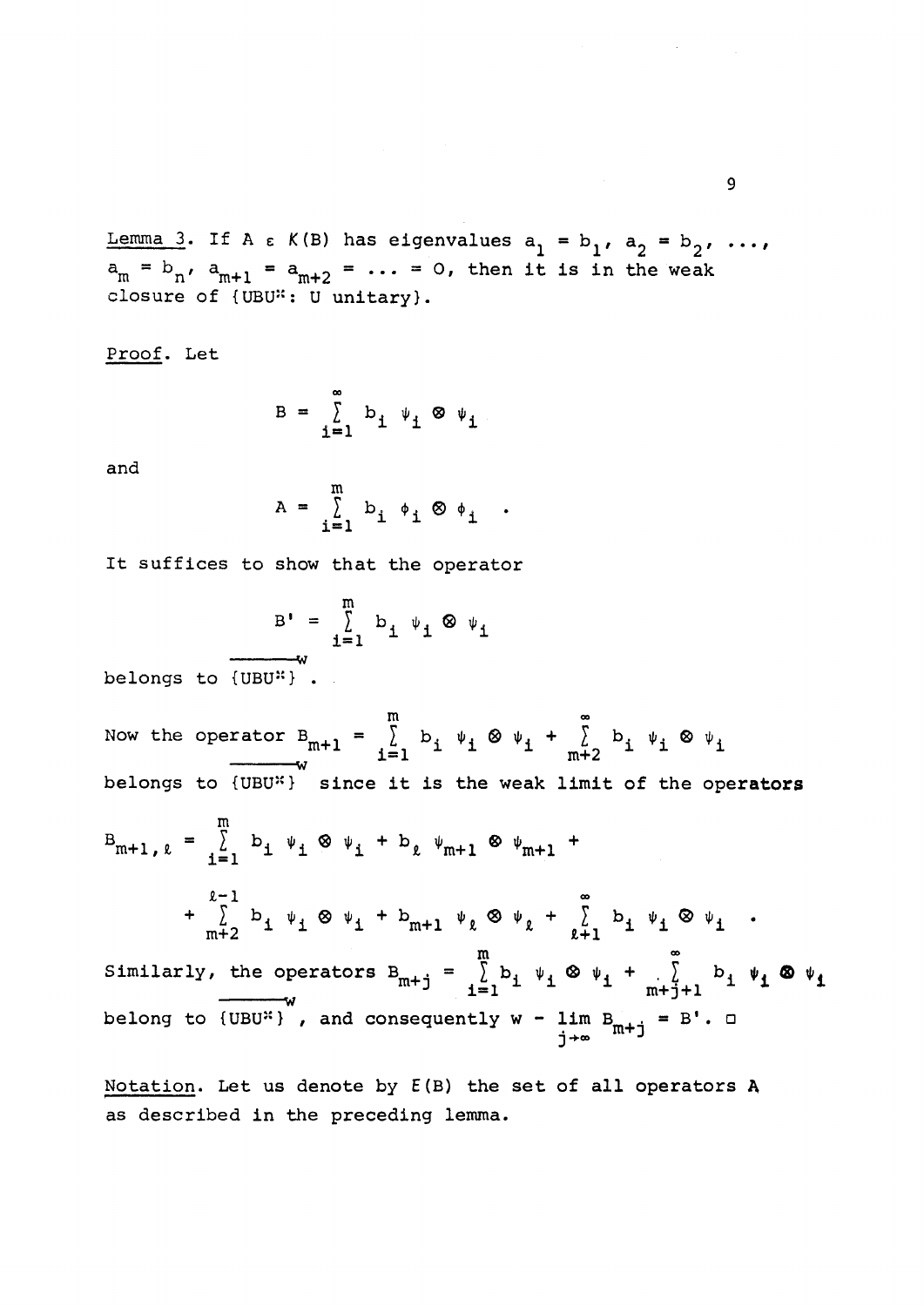Lemma 3. If $A \in K(B)$ has eigenvalues $a_1 = b_1$, $a_2 = b_2$, ..., $a_m = b_n$, $a_{m+1} = a_{m+2} = \ldots = 0$, then it is in the weak closure of $\{UBU^*: U \text{ unitary}\}$.

Proof. Let

$$B = \sum_{i=1}^{\infty} b_i \, \psi_i \otimes \psi_i$$

and

$$A = \sum_{i=1}^{m} b_i \, \phi_i \otimes \phi_i \quad .$$

It suffices to show that the operator

$$B' = \sum_{i=1}^{m} b_i \, \psi_i \otimes \psi_i$$

belongs to $\overline{\{UBU^*\}}^w$ .

Now the operator $B_{m+1} = \sum_{i=1}^{m} b_i \, \psi_i \otimes \psi_i + \sum_{m+2}^{\infty} b_i \, \psi_i \otimes \psi_i$ belongs to $\overline{\{UBU^*\}}^w$ since it is the weak limit of the operators

$$B_{m+1,\ell} = \sum_{i=1}^{m} b_i \, \psi_i \otimes \psi_i + b_\ell \, \psi_{m+1} \otimes \psi_{m+1} + \\ + \sum_{m+2}^{\ell-1} b_i \, \psi_i \otimes \psi_i + b_{m+1} \, \psi_\ell \otimes \psi_\ell + \sum_{\ell+1}^{\infty} b_i \, \psi_i \otimes \psi_i \quad .$$

Similarly, the operators $B_{m+j} = \sum_{i=1}^{m} b_i \, \psi_i \otimes \psi_i + \sum_{m+j+1}^{\infty} b_i \, \psi_i \otimes \psi_i$ belong to $\overline{\{UBU^*\}}^w$ , and consequently $w - \lim_{j\to\infty} B_{m+j} = B'$. □

Notation. Let us denote by $E(B)$ the set of all operators A as described in the preceding lemma.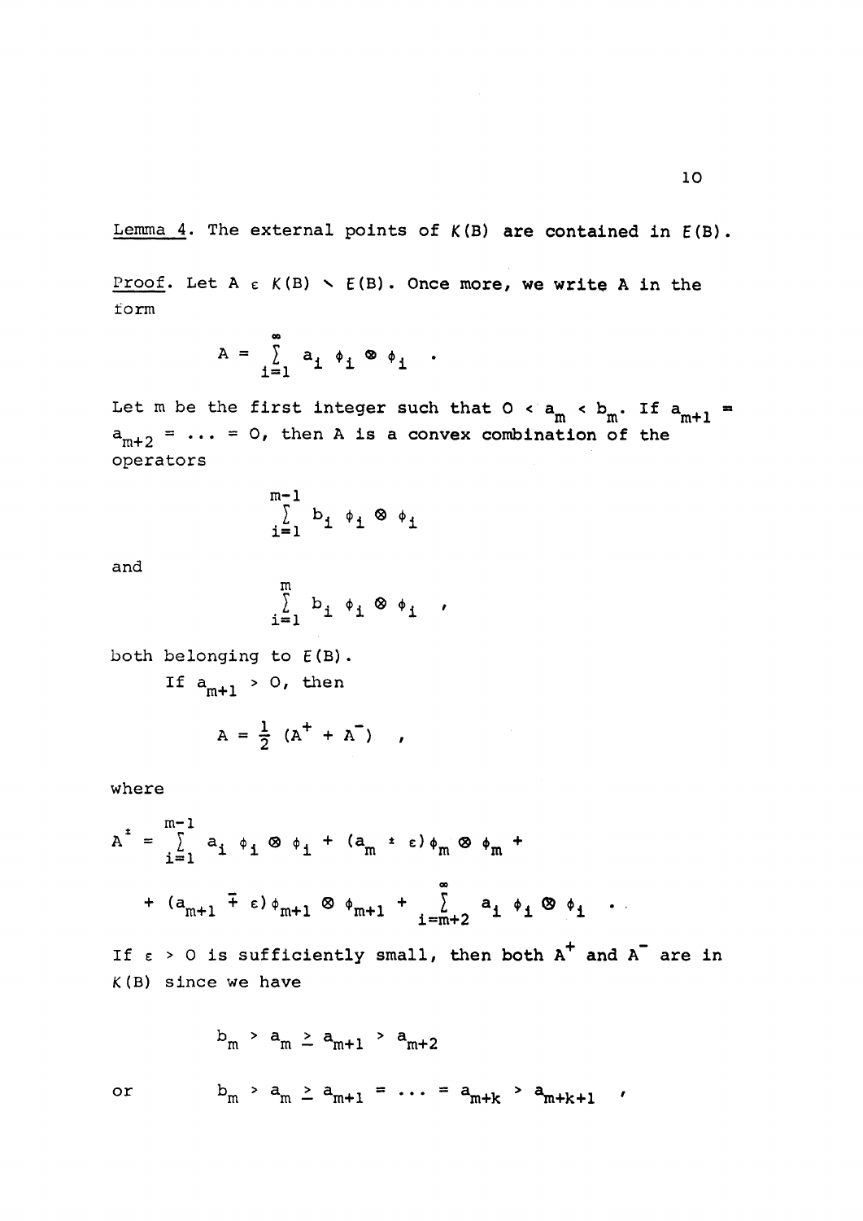Lemma 4. The external points of $K(B)$ are contained in $E(B)$.

Proof. Let $A \in K(B) \setminus E(B)$. Once more, we write A in the form

$$A = \sum_{i=1}^{\infty} a_i \, \phi_i \otimes \phi_i \quad .$$

Let m be the first integer such that $0 < a_m < b_m$. If $a_{m+1} = a_{m+2} = \ldots = 0$, then A is a convex combination of the operators

$$\sum_{i=1}^{m-1} b_i \, \phi_i \otimes \phi_i$$

and

$$\sum_{i=1}^{m} b_i \, \phi_i \otimes \phi_i \quad ,$$

both belonging to $E(B)$.

If $a_{m+1} > 0$, then

$$A = \frac{1}{2} \, (A^+ + A^-) \quad ,$$

where

$$A^{\pm} = \sum_{i=1}^{m-1} a_i \, \phi_i \otimes \phi_i + (a_m \pm \varepsilon) \phi_m \otimes \phi_m +$$

$$+ (a_{m+1} \mp \varepsilon) \phi_{m+1} \otimes \phi_{m+1} + \sum_{i=m+2}^{\infty} a_i \, \phi_i \otimes \phi_i \quad .$$

If $\varepsilon > 0$ is sufficiently small, then both $A^+$ and $A^-$ are in $K(B)$ since we have

$$b_m > a_m \geq a_{m+1} > a_{m+2}$$

or

$$b_m > a_m \geq a_{m+1} = \ldots = a_{m+k} > a_{m+k+1} \quad ,$$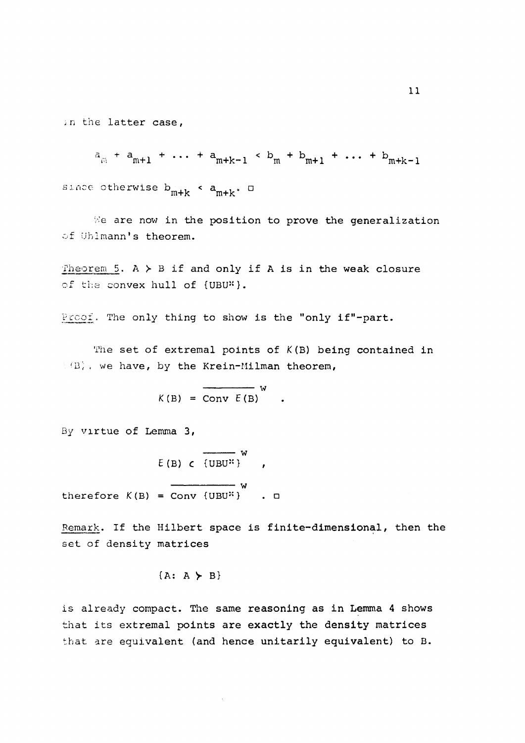in the latter case,

$$a_m + a_{m+1} + \ldots + a_{m+k-1} < b_m + b_{m+1} + \ldots + b_{m+k-1}$$

since otherwise $b_{m+k} < a_{m+k}$. □

We are now in the position to prove the generalization of Uhlmann's theorem.

Theorem 5. $A \succ B$ if and only if $A$ is in the weak closure of the convex hull of $\{UBU^*\}$.

Proof. The only thing to show is the "only if"-part.

The set of extremal points of $K(B)$ being contained in $E(B)$, we have, by the Krein-Milman theorem,

$$K(B) = \overline{\mathrm{Conv}\ E(B)}^{w} \quad .$$

By virtue of Lemma 3,

$$E(B) \subset \overline{\{UBU^*\}}^{w} \quad ,$$

therefore $K(B) = \overline{\mathrm{Conv}\ \{UBU^*\}}^{w}$ . □

Remark. If the Hilbert space is finite-dimensional, then the set of density matrices

$$\{A: A \succ B\}$$

is already compact. The same reasoning as in Lemma 4 shows that its extremal points are exactly the density matrices that are equivalent (and hence unitarily equivalent) to B.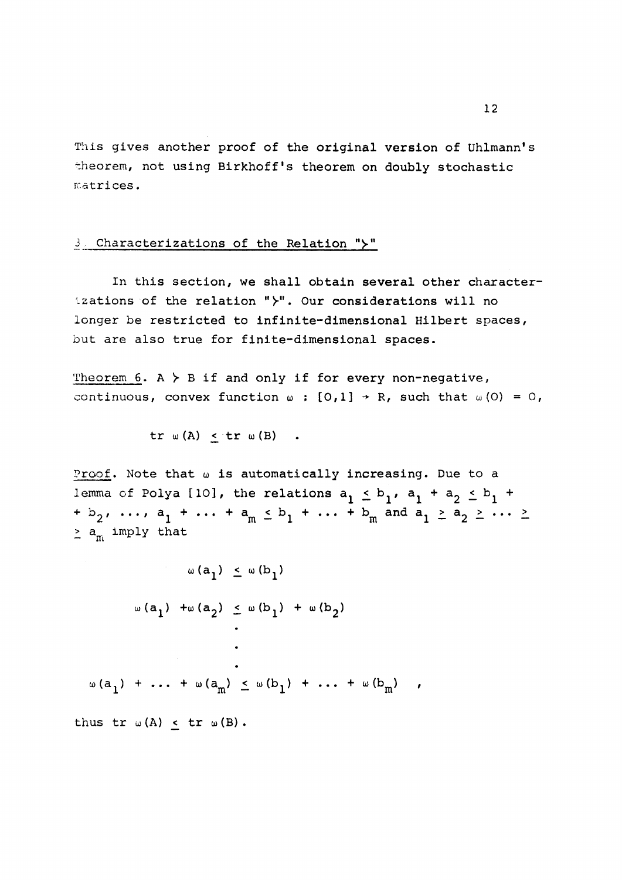This gives another proof of the original version of Uhlmann's theorem, not using Birkhoff's theorem on doubly stochastic matrices.

## 3. Characterizations of the Relation "$\succ$"

In this section, we shall obtain several other characterizations of the relation "$\succ$". Our considerations will no longer be restricted to infinite-dimensional Hilbert spaces, but are also true for finite-dimensional spaces.

Theorem 6. $A \succ B$ if and only if for every non-negative, continuous, convex function $\omega : [0,1] \to \mathbb{R}$, such that $\omega(0) = 0$,

$$\mathrm{tr}\ \omega(A) \leq \mathrm{tr}\ \omega(B) \quad .$$

Proof. Note that $\omega$ is automatically increasing. Due to a lemma of Polya [10], the relations $a_1 \leq b_1$, $a_1 + a_2 \leq b_1 + b_2$, $\dots$, $a_1 + \dots + a_m \leq b_1 + \dots + b_m$ and $a_1 \geq a_2 \geq \dots \geq a_m$ imply that

$$\omega(a_1) \leq \omega(b_1)$$

$$\omega(a_1) + \omega(a_2) \leq \omega(b_1) + \omega(b_2)$$

$$\vdots$$

$$\omega(a_1) + \dots + \omega(a_m) \leq \omega(b_1) + \dots + \omega(b_m) \quad ,$$

thus $\mathrm{tr}\ \omega(A) \leq \mathrm{tr}\ \omega(B)$.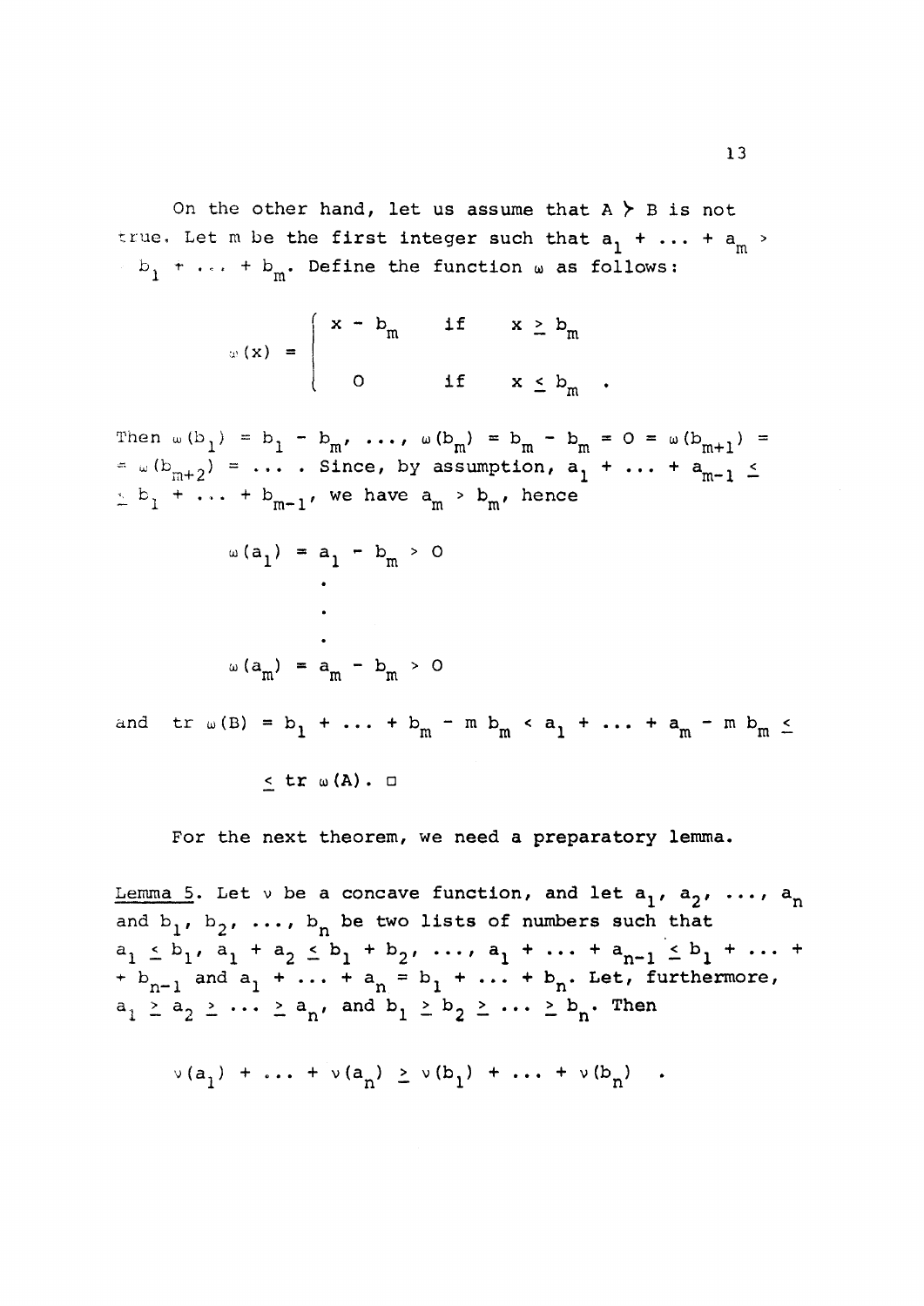On the other hand, let us assume that $A \succ B$ is not true. Let m be the first integer such that $a_1 + \ldots + a_m > b_1 + \ldots + b_m$. Define the function $\omega$ as follows:

$$\omega(x) = \begin{cases} x - b_m & \text{if} \quad x \geq b_m \\ 0 & \text{if} \quad x \leq b_m \end{cases} .$$

Then $\omega(b_1) = b_1 - b_m, \ldots, \omega(b_m) = b_m - b_m = 0 = \omega(b_{m+1}) = \omega(b_{m+2}) = \ldots$ . Since, by assumption, $a_1 + \ldots + a_{m-1} \leq b_1 + \ldots + b_{m-1}$, we have $a_m > b_m$, hence

$$\omega(a_1) = a_1 - b_m > 0$$

$$\vdots$$

$$\omega(a_m) = a_m - b_m > 0$$

and $\operatorname{tr} \omega(B) = b_1 + \ldots + b_m - m\, b_m < a_1 + \ldots + a_m - m\, b_m \leq$

$\leq \operatorname{tr} \omega(A)$. □

For the next theorem, we need a preparatory lemma.

Lemma 5. Let $\nu$ be a concave function, and let $a_1, a_2, \ldots, a_n$ and $b_1, b_2, \ldots, b_n$ be two lists of numbers such that $a_1 \leq b_1$, $a_1 + a_2 \leq b_1 + b_2, \ldots, a_1 + \ldots + a_{n-1} \leq b_1 + \ldots + b_{n-1}$ and $a_1 + \ldots + a_n = b_1 + \ldots + b_n$. Let, furthermore, $a_1 \geq a_2 \geq \ldots \geq a_n$, and $b_1 \geq b_2 \geq \ldots \geq b_n$. Then

$$\nu(a_1) + \ldots + \nu(a_n) \geq \nu(b_1) + \ldots + \nu(b_n) \quad .$$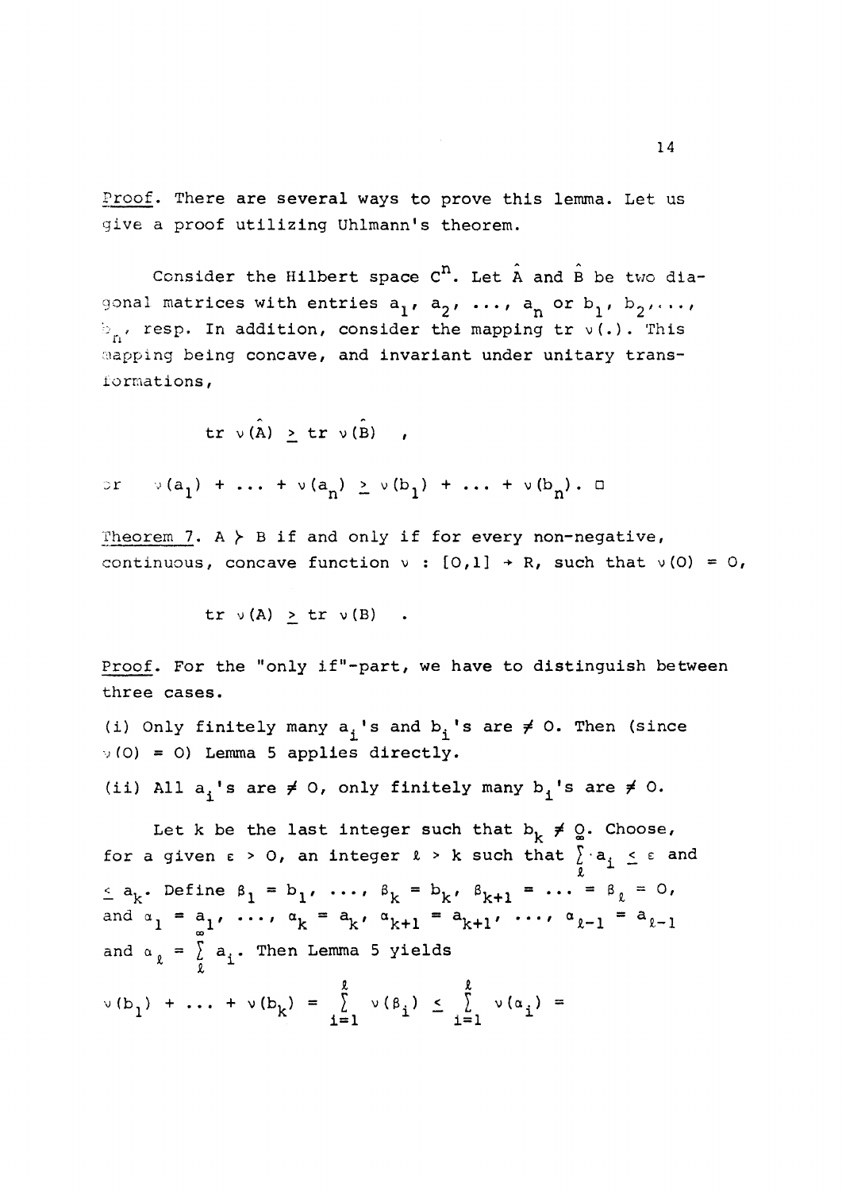*Proof*. There are several ways to prove this lemma. Let us give a proof utilizing Uhlmann's theorem.

Consider the Hilbert space $C^n$. Let $\hat{A}$ and $\hat{B}$ be two diagonal matrices with entries $a_1, a_2, \ldots, a_n$ or $b_1, b_2, \ldots, b_n$, resp. In addition, consider the mapping tr $\nu(.)$. This mapping being concave, and invariant under unitary transformations,

$$\text{tr } \nu(\hat{A}) \geq \text{tr } \nu(\hat{B}) \quad ,$$

or $\quad \nu(a_1) + \ldots + \nu(a_n) \geq \nu(b_1) + \ldots + \nu(b_n)$. □

*Theorem 7*. $A \succ B$ if and only if for every non-negative, continuous, concave function $\nu : [0,1] \to R$, such that $\nu(0) = 0$,

$$\text{tr } \nu(A) \geq \text{tr } \nu(B) \quad .$$

*Proof*. For the "only if"-part, we have to distinguish between three cases.

(i) Only finitely many $a_i$'s and $b_i$'s are $\neq 0$. Then (since $\nu(0) = 0$) Lemma 5 applies directly.

(ii) All $a_i$'s are $\neq 0$, only finitely many $b_i$'s are $\neq 0$.

Let k be the last integer such that $b_k \neq 0$. Choose, for a given $\varepsilon > 0$, an integer $\ell > k$ such that $\sum_{\ell}^{\infty} a_i \leq \varepsilon$ and $\leq a_k$. Define $\beta_1 = b_1, \ldots, \beta_k = b_k, \beta_{k+1} = \ldots = \beta_\ell = 0$, and $\alpha_1 = a_1, \ldots, \alpha_k = a_k, \alpha_{k+1} = a_{k+1}, \ldots, \alpha_{\ell-1} = a_{\ell-1}$ and $\alpha_\ell = \sum_{\ell}^{\infty} a_i$. Then Lemma 5 yields

$$\nu(b_1) + \ldots + \nu(b_k) = \sum_{i=1}^{\ell} \nu(\beta_i) \leq \sum_{i=1}^{\ell} \nu(\alpha_i) =$$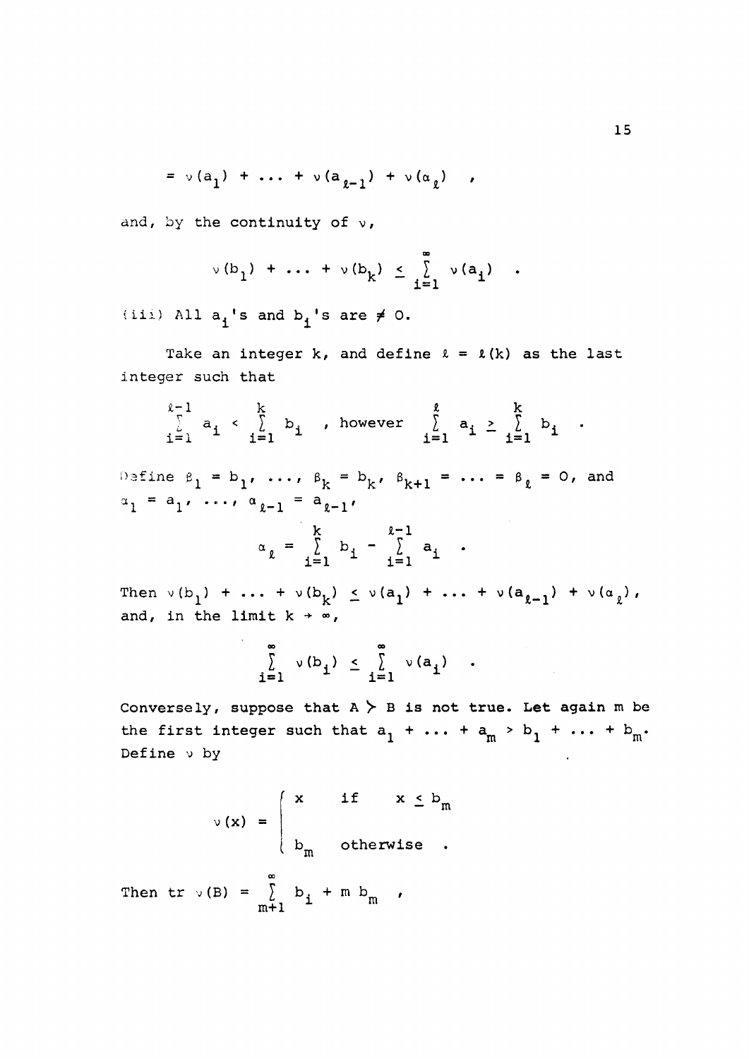$$= \nu(a_1) + \dots + \nu(a_{\ell-1}) + \nu(\alpha_\ell) \quad ,$$

and, by the continuity of $\nu$,

$$\nu(b_1) + \dots + \nu(b_k) \le \sum_{i=1}^{\infty} \nu(a_i) \quad .$$

(iii) All $a_i$'s and $b_i$'s are $\neq 0$.

Take an integer $k$, and define $\ell = \ell(k)$ as the last integer such that

$$\sum_{i=1}^{\ell-1} a_i < \sum_{i=1}^{k} b_i \quad \text{, however} \quad \sum_{i=1}^{\ell} a_i \ge \sum_{i=1}^{k} b_i \quad .$$

Define $\beta_1 = b_1, \dots, \beta_k = b_k, \beta_{k+1} = \dots = \beta_\ell = 0$, and $\alpha_1 = a_1, \dots, \alpha_{\ell-1} = a_{\ell-1}$,

$$\alpha_\ell = \sum_{i=1}^{k} b_i - \sum_{i=1}^{\ell-1} a_i \quad .$$

Then $\nu(b_1) + \dots + \nu(b_k) \le \nu(a_1) + \dots + \nu(a_{\ell-1}) + \nu(\alpha_\ell)$, and, in the limit $k \to \infty$,

$$\sum_{i=1}^{\infty} \nu(b_i) \le \sum_{i=1}^{\infty} \nu(a_i) \quad .$$

Conversely, suppose that $A \succ B$ is not true. Let again $m$ be the first integer such that $a_1 + \dots + a_m > b_1 + \dots + b_m$. Define $\nu$ by

$$\nu(x) = \begin{cases} x & \text{if} \quad x \le b_m \\ b_m & \text{otherwise} \quad . \end{cases}$$

Then $\operatorname{tr} \nu(B) = \sum_{m+1}^{\infty} b_i + m\, b_m \quad ,$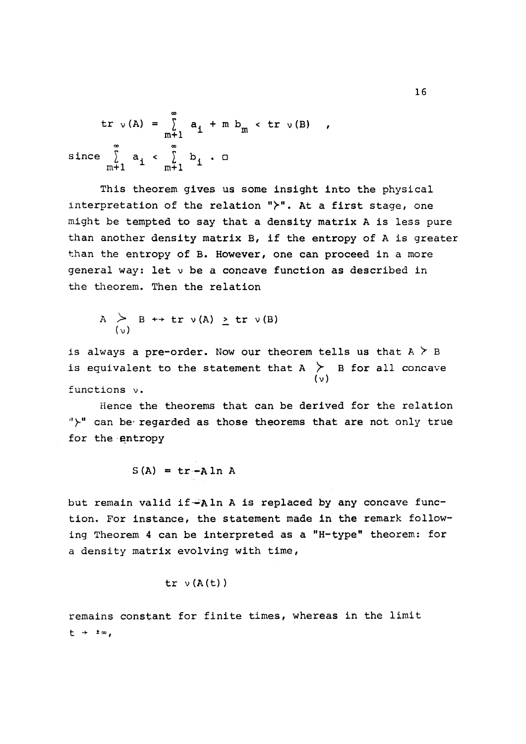$$\operatorname{tr} \nu(A) = \sum_{m+1}^{\infty} a_i + m\, b_m < \operatorname{tr} \nu(B) \quad ,$$

since $\sum_{m+1}^{\infty} a_i < \sum_{m+1}^{\infty} b_i$ . □

This theorem gives us some insight into the physical interpretation of the relation "$\succ$". At a first stage, one might be tempted to say that a density matrix A is less pure than another density matrix B, if the entropy of A is greater than the entropy of B. However, one can proceed in a more general way: let $\nu$ be a concave function as described in the theorem. Then the relation

$$A \underset{(\nu)}{\succ} B \leftrightarrow \operatorname{tr} \nu(A) \geq \operatorname{tr} \nu(B)$$

is always a pre-order. Now our theorem tells us that $A \succ B$ is equivalent to the statement that $A \underset{(\nu)}{\succ} B$ for all concave functions $\nu$.

Hence the theorems that can be derived for the relation "$\succ$" can be regarded as those theorems that are not only true for the entropy

$$S(A) = \operatorname{tr} - A \ln A$$

but remain valid if $-A \ln A$ is replaced by any concave function. For instance, the statement made in the remark following Theorem 4 can be interpreted as a "H-type" theorem: for a density matrix evolving with time,

$$\operatorname{tr} \nu(A(t))$$

remains constant for finite times, whereas in the limit $t \to \pm\infty$,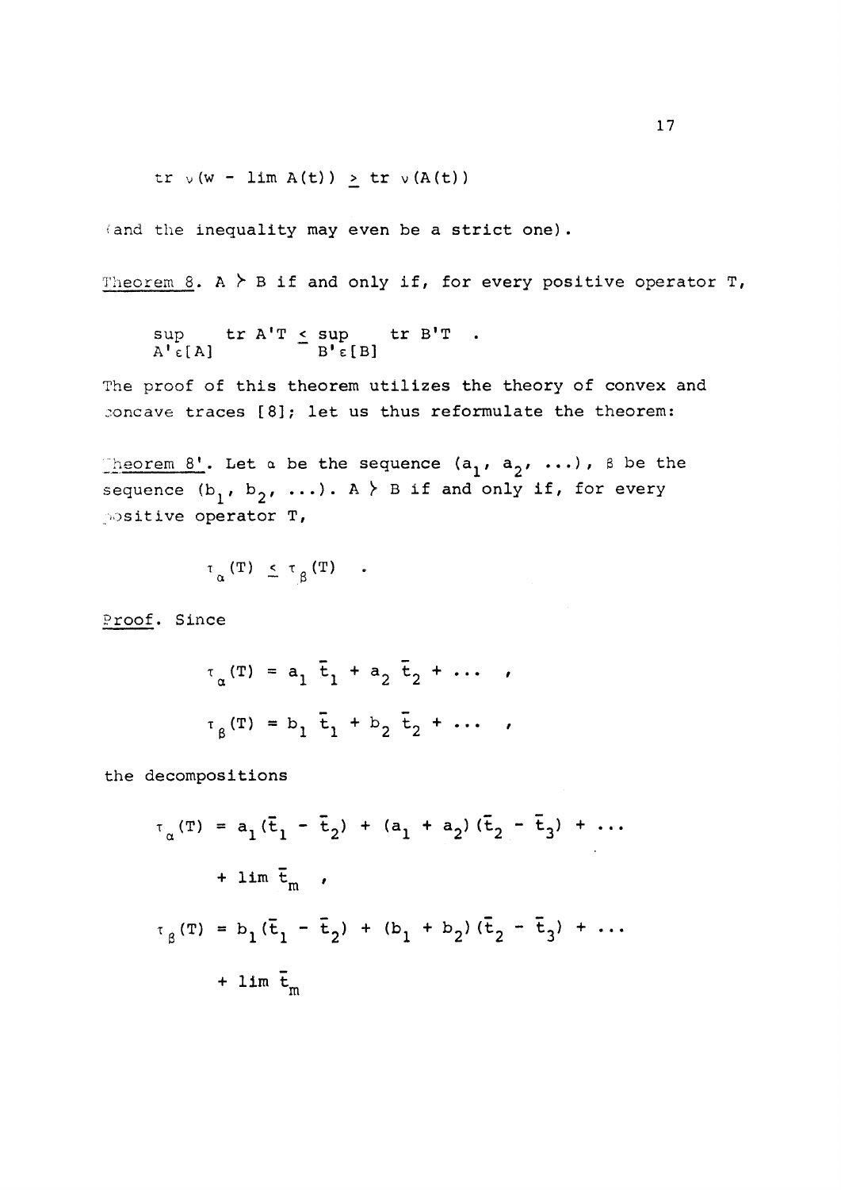$$\operatorname{tr} \nu(w - \lim A(t)) \geq \operatorname{tr} \nu(A(t))$$

(and the inequality may even be a strict one).

Theorem 8. $A \succ B$ if and only if, for every positive operator $T$,

$$\sup_{A' \in [A]} \operatorname{tr} A'T \leq \sup_{B' \in [B]} \operatorname{tr} B'T \quad .$$

The proof of this theorem utilizes the theory of convex and concave traces [8]; let us thus reformulate the theorem:

Theorem 8'. Let $\alpha$ be the sequence $(a_1, a_2, \ldots)$, $\beta$ be the sequence $(b_1, b_2, \ldots)$. $A \succ B$ if and only if, for every positive operator $T$,

$$\tau_\alpha(T) \leq \tau_\beta(T) \quad .$$

Proof. Since

$$\tau_\alpha(T) = a_1 \bar{t}_1 + a_2 \bar{t}_2 + \ldots \quad ,$$

$$\tau_\beta(T) = b_1 \bar{t}_1 + b_2 \bar{t}_2 + \ldots \quad ,$$

the decompositions

$$\tau_\alpha(T) = a_1(\bar{t}_1 - \bar{t}_2) + (a_1 + a_2)(\bar{t}_2 - \bar{t}_3) + \ldots$$
$$+ \lim \bar{t}_m \quad ,$$

$$\tau_\beta(T) = b_1(\bar{t}_1 - \bar{t}_2) + (b_1 + b_2)(\bar{t}_2 - \bar{t}_3) + \ldots$$
$$+ \lim \bar{t}_m$$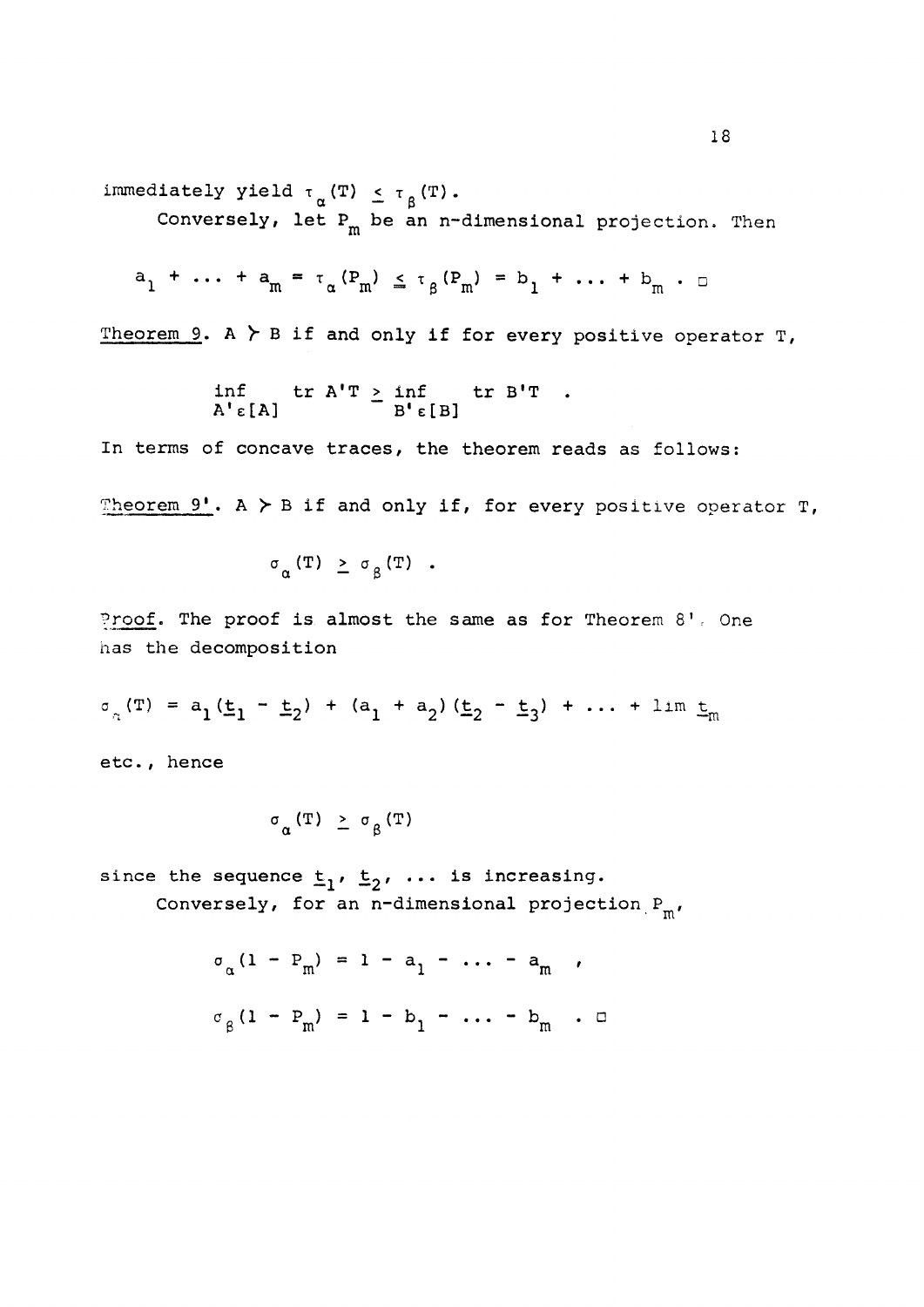immediately yield $\tau_\alpha(T) \leq \tau_\beta(T)$.

Conversely, let $P_m$ be an n-dimensional projection. Then

$$a_1 + \ldots + a_m = \tau_\alpha(P_m) \leq \tau_\beta(P_m) = b_1 + \ldots + b_m \ . \ \square$$

Theorem 9. $A \succ B$ if and only if for every positive operator $T$,

$$\inf_{A' \varepsilon [A]} \operatorname{tr} A'T \geq \inf_{B' \varepsilon [B]} \operatorname{tr} B'T \ .$$

In terms of concave traces, the theorem reads as follows:

Theorem 9'. $A \succ B$ if and only if, for every positive operator $T$,

$$\sigma_\alpha(T) \geq \sigma_\beta(T) \ .$$

Proof. The proof is almost the same as for Theorem 8'. One has the decomposition

$$\sigma_\alpha(T) = a_1(\underline{t}_1 - \underline{t}_2) + (a_1 + a_2)(\underline{t}_2 - \underline{t}_3) + \ldots + \lim \underline{t}_m$$

etc., hence

$$\sigma_\alpha(T) \geq \sigma_\beta(T)$$

since the sequence $\underline{t}_1, \underline{t}_2, \ldots$ is increasing.

Conversely, for an n-dimensional projection $P_m$,

$$\sigma_\alpha(1 - P_m) = 1 - a_1 - \ldots - a_m \ ,$$

$$\sigma_\beta(1 - P_m) = 1 - b_1 - \ldots - b_m \ . \ \square$$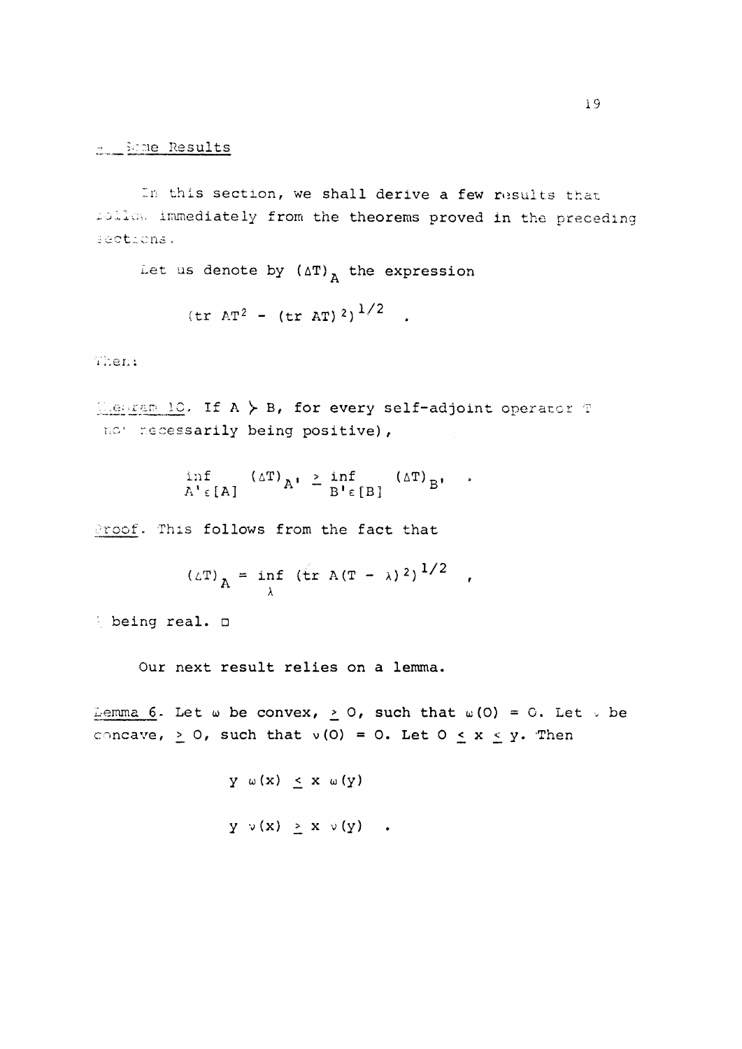## 5. Some Results

In this section, we shall derive a few results that follow immediately from the theorems proved in the preceding sections.

Let us denote by $(\Delta T)_A$ the expression

$$(\text{tr } AT^2 - (\text{tr } AT)^2)^{1/2} \quad .$$

Then:

**Theorem 10.** If $A \succ B$, for every self-adjoint operator $T$ (not necessarily being positive),

$$\inf_{A' \in [A]} (\Delta T)_{A'} \geq \inf_{B' \in [B]} (\Delta T)_{B'} \quad .$$

*Proof.* This follows from the fact that

$$(\Delta T)_A = \inf_{\lambda} (\text{tr } A(T - \lambda)^2)^{1/2} \quad ,$$

$\lambda$ being real. □

Our next result relies on a lemma.

*Lemma 6.* Let $\omega$ be convex, $\geq 0$, such that $\omega(0) = 0$. Let $\nu$ be concave, $\geq 0$, such that $\nu(0) = 0$. Let $0 \leq x \leq y$. Then

$$y \ \omega(x) \leq x \ \omega(y)$$

$$y \ \nu(x) \geq x \ \nu(y) \quad .$$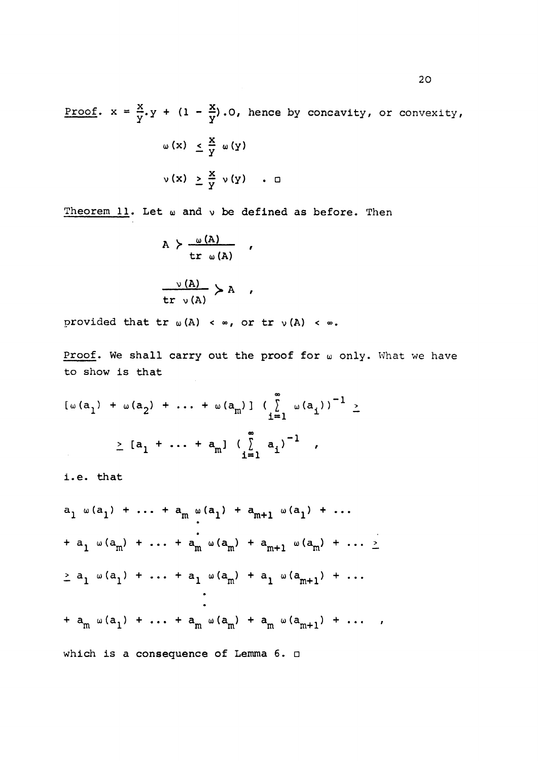*Proof*. $x = \frac{x}{y} \cdot y + (1 - \frac{x}{y}) \cdot 0$, hence by concavity, or convexity,

$$\omega(x) \leq \frac{x}{y}\, \omega(y)$$

$$\nu(x) \geq \frac{x}{y}\, \nu(y) \quad . \ \square$$

*Theorem 11*. Let $\omega$ and $\nu$ be defined as before. Then

$$A \succ \frac{\omega(A)}{\operatorname{tr} \omega(A)} \quad ,$$

$$\frac{\nu(A)}{\operatorname{tr} \nu(A)} \succ A \quad ,$$

provided that $\operatorname{tr} \omega(A) < \infty$, or $\operatorname{tr} \nu(A) < \infty$.

*Proof*. We shall carry out the proof for $\omega$ only. What we have to show is that

$$[\omega(a_1) + \omega(a_2) + \ldots + \omega(a_m)]\ (\sum_{i=1}^{\infty} \omega(a_i))^{-1} \geq$$

$$\geq [a_1 + \ldots + a_m]\ (\sum_{i=1}^{\infty} a_i)^{-1} \quad ,$$

i.e. that

$$a_1\, \omega(a_1) + \ldots + a_m\, \omega(a_1) + a_{m+1}\, \omega(a_1) + \ldots$$

$$\vdots$$

$$+ a_1\, \omega(a_m) + \ldots + a_m\, \omega(a_m) + a_{m+1}\, \omega(a_m) + \ldots \geq$$

$$\geq a_1\, \omega(a_1) + \ldots + a_1\, \omega(a_m) + a_1\, \omega(a_{m+1}) + \ldots$$

$$\vdots$$

$$+ a_m\, \omega(a_1) + \ldots + a_m\, \omega(a_m) + a_m\, \omega(a_{m+1}) + \ldots \quad ,$$

which is a consequence of Lemma 6. $\square$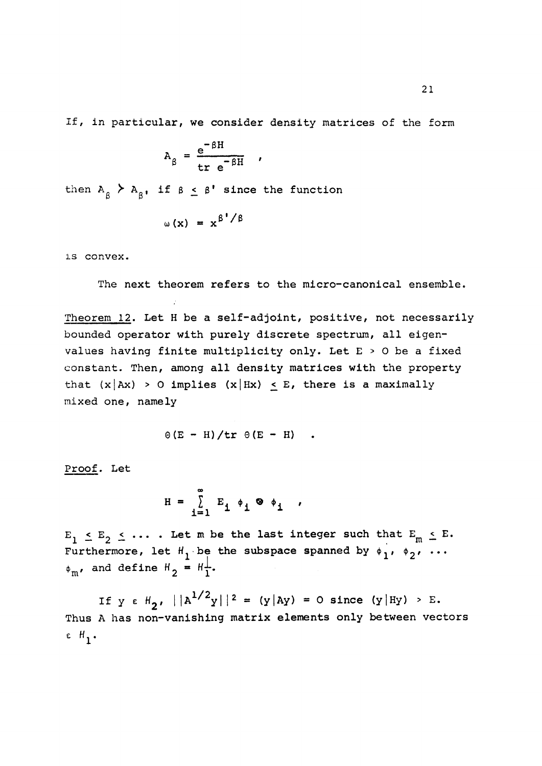If, in particular, we consider density matrices of the form

$$A_\beta = \frac{e^{-\beta H}}{\operatorname{tr} e^{-\beta H}} \quad ,$$

then $A_\beta \succ A_{\beta'}$, if $\beta \leq \beta'$ since the function

$$\omega(x) = x^{\beta'/\beta}$$

is convex.

The next theorem refers to the micro-canonical ensemble.

Theorem 12. Let H be a self-adjoint, positive, not necessarily bounded operator with purely discrete spectrum, all eigenvalues having finite multiplicity only. Let $E > 0$ be a fixed constant. Then, among all density matrices with the property that $(x|Ax) > 0$ implies $(x|Hx) \leq E$, there is a maximally mixed one, namely

$$\Theta(E - H)/\operatorname{tr} \Theta(E - H) \quad .$$

Proof. Let

$$H = \sum_{i=1}^{\infty} E_i \, \phi_i \otimes \phi_i \quad ,$$

$E_1 \leq E_2 \leq \ldots$ . Let m be the last integer such that $E_m \leq E$. Furthermore, let $H_1$ be the subspace spanned by $\phi_1, \phi_2, \ldots \phi_m$, and define $H_2 = H_1^{\perp}$.

If $y \in H_2$, $||A^{1/2}y||^2 = (y|Ay) = 0$ since $(y|Hy) > E$. Thus A has non-vanishing matrix elements only between vectors $\in H_1$.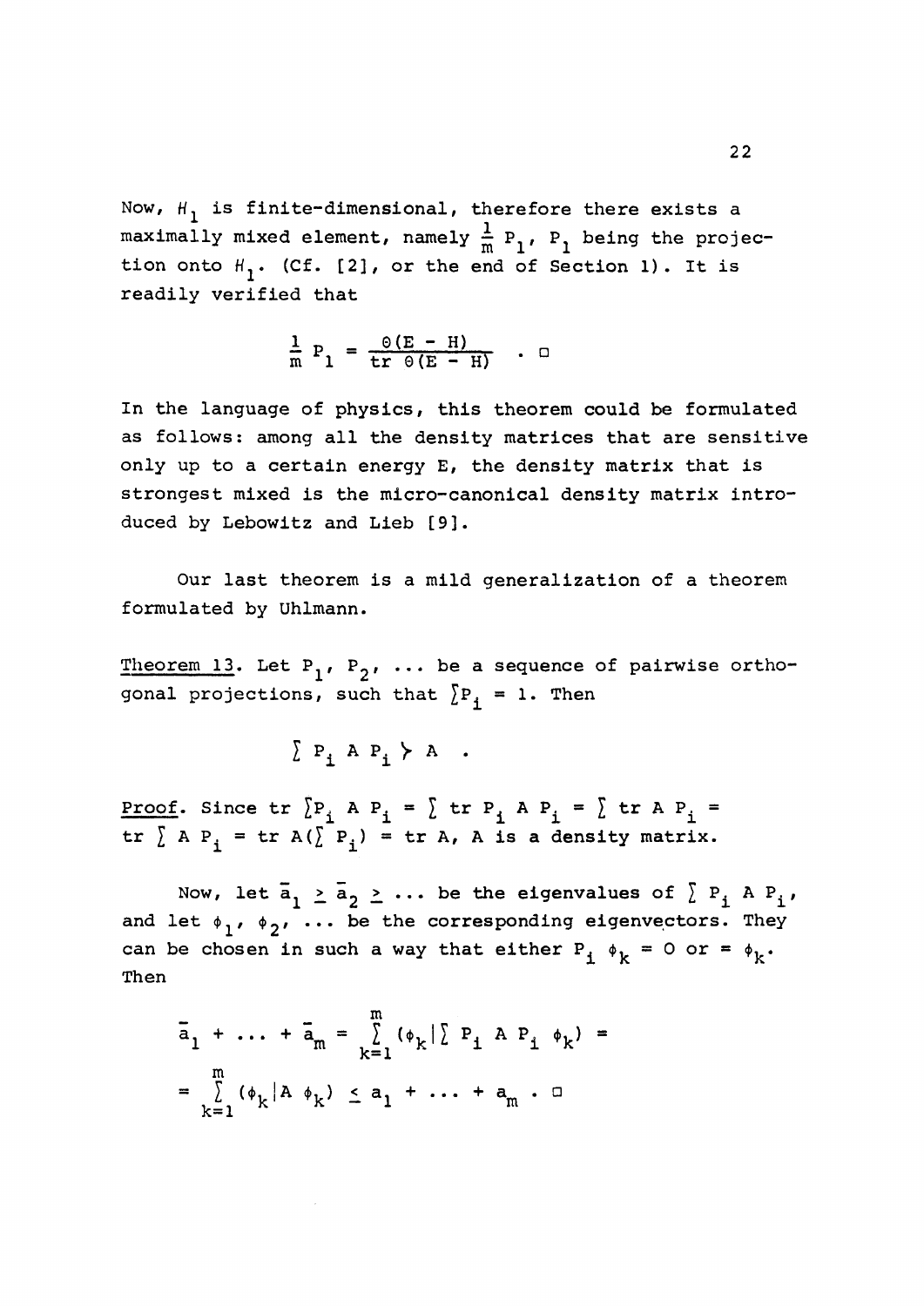Now, $H_1$ is finite-dimensional, therefore there exists a maximally mixed element, namely $\frac{1}{m} P_1$, $P_1$ being the projection onto $H_1$. (Cf. [2], or the end of Section 1). It is readily verified that

$$\frac{1}{m} P_1 = \frac{\Theta(E - H)}{\text{tr } \Theta(E - H)} \quad . \ \square$$

In the language of physics, this theorem could be formulated as follows: among all the density matrices that are sensitive only up to a certain energy E, the density matrix that is strongest mixed is the micro-canonical density matrix introduced by Lebowitz and Lieb [9].

Our last theorem is a mild generalization of a theorem formulated by Uhlmann.

Theorem 13. Let $P_1, P_2, \ldots$ be a sequence of pairwise orthogonal projections, such that $\sum P_i = 1$. Then

$$\sum P_i \, A \, P_i \succ A \quad .$$

Proof. Since $\text{tr} \sum P_i \, A \, P_i = \sum \text{tr } P_i \, A \, P_i = \sum \text{tr } A \, P_i = \text{tr} \sum A \, P_i = \text{tr } A(\sum P_i) = \text{tr } A$, A is a density matrix.

Now, let $\bar{a}_1 \geq \bar{a}_2 \geq \ldots$ be the eigenvalues of $\sum P_i \, A \, P_i$, and let $\phi_1, \phi_2, \ldots$ be the corresponding eigenvectors. They can be chosen in such a way that either $P_i \, \phi_k = 0$ or $= \phi_k$. Then

$$\bar{a}_1 + \ldots + \bar{a}_m = \sum_{k=1}^{m} (\phi_k | \sum P_i \, A \, P_i \, \phi_k) =$$

$$= \sum_{k=1}^{m} (\phi_k | A \, \phi_k) \leq a_1 + \ldots + a_m \ . \ \square$$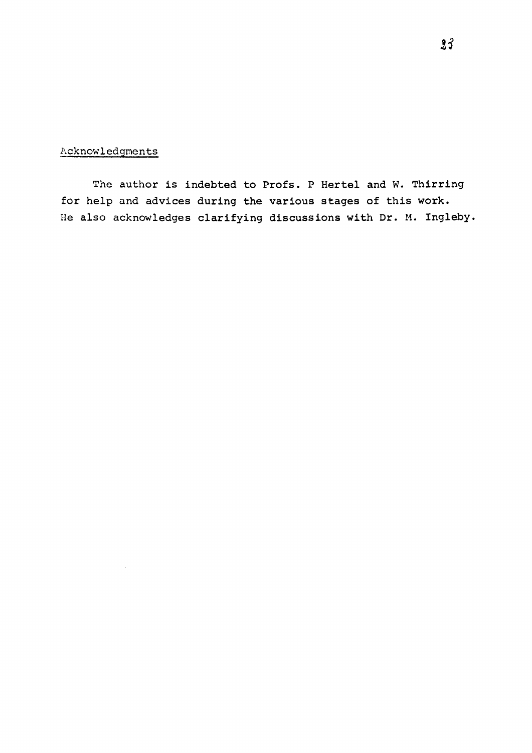## Acknowledgments

The author is indebted to Profs. P Hertel and W. Thirring for help and advices during the various stages of this work. He also acknowledges clarifying discussions with Dr. M. Ingleby.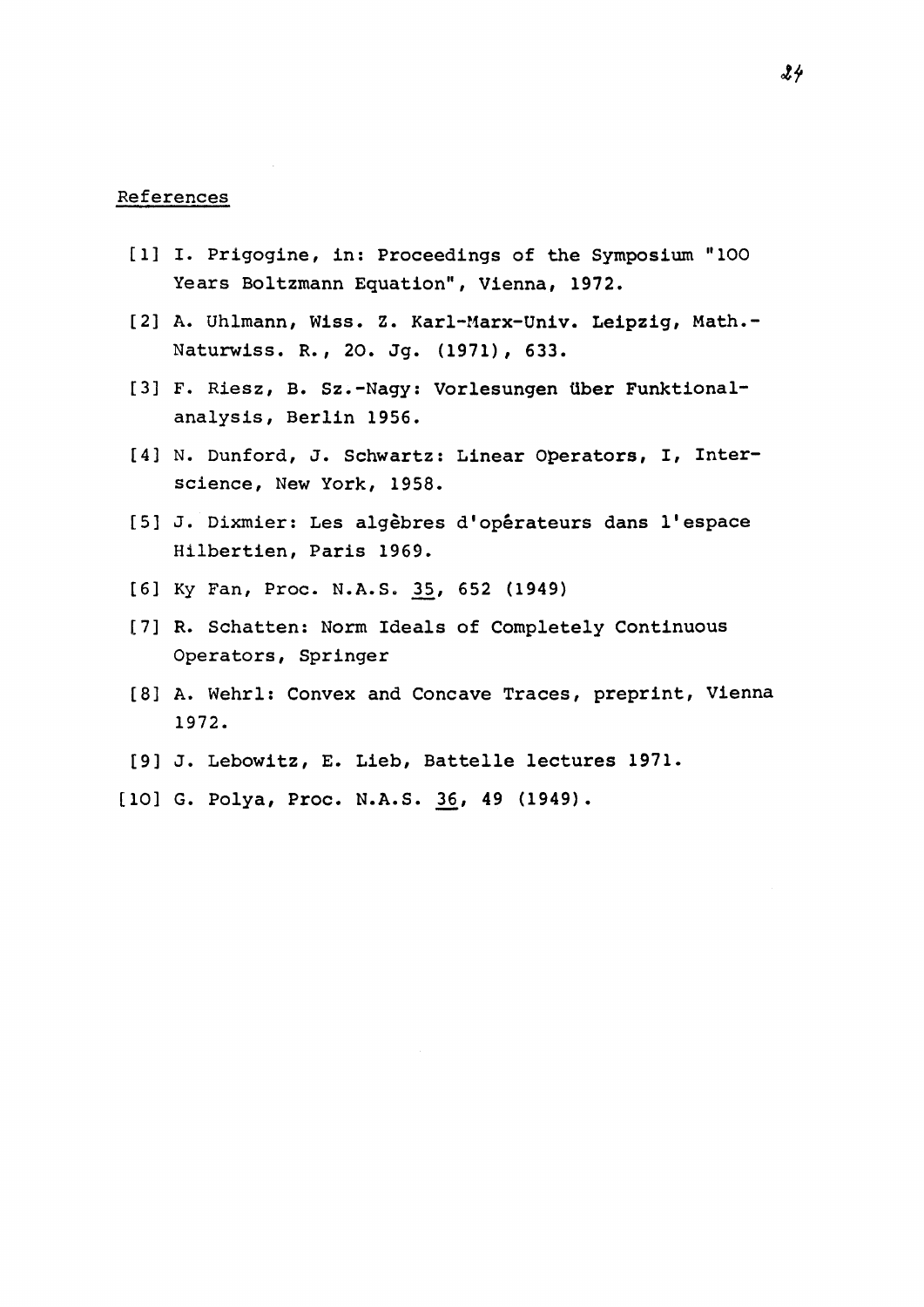## References

[1] I. Prigogine, in: Proceedings of the Symposium "100 Years Boltzmann Equation", Vienna, 1972.

[2] A. Uhlmann, Wiss. Z. Karl-Marx-Univ. Leipzig, Math.-Naturwiss. R., 20. Jg. (1971), 633.

[3] F. Riesz, B. Sz.-Nagy: Vorlesungen über Funktionalanalysis, Berlin 1956.

[4] N. Dunford, J. Schwartz: Linear Operators, I, Interscience, New York, 1958.

[5] J. Dixmier: Les algèbres d'opérateurs dans l'espace Hilbertien, Paris 1969.

[6] Ky Fan, Proc. N.A.S. 35, 652 (1949)

[7] R. Schatten: Norm Ideals of Completely Continuous Operators, Springer

[8] A. Wehrl: Convex and Concave Traces, preprint, Vienna 1972.

[9] J. Lebowitz, E. Lieb, Battelle lectures 1971.

[10] G. Polya, Proc. N.A.S. 36, 49 (1949).